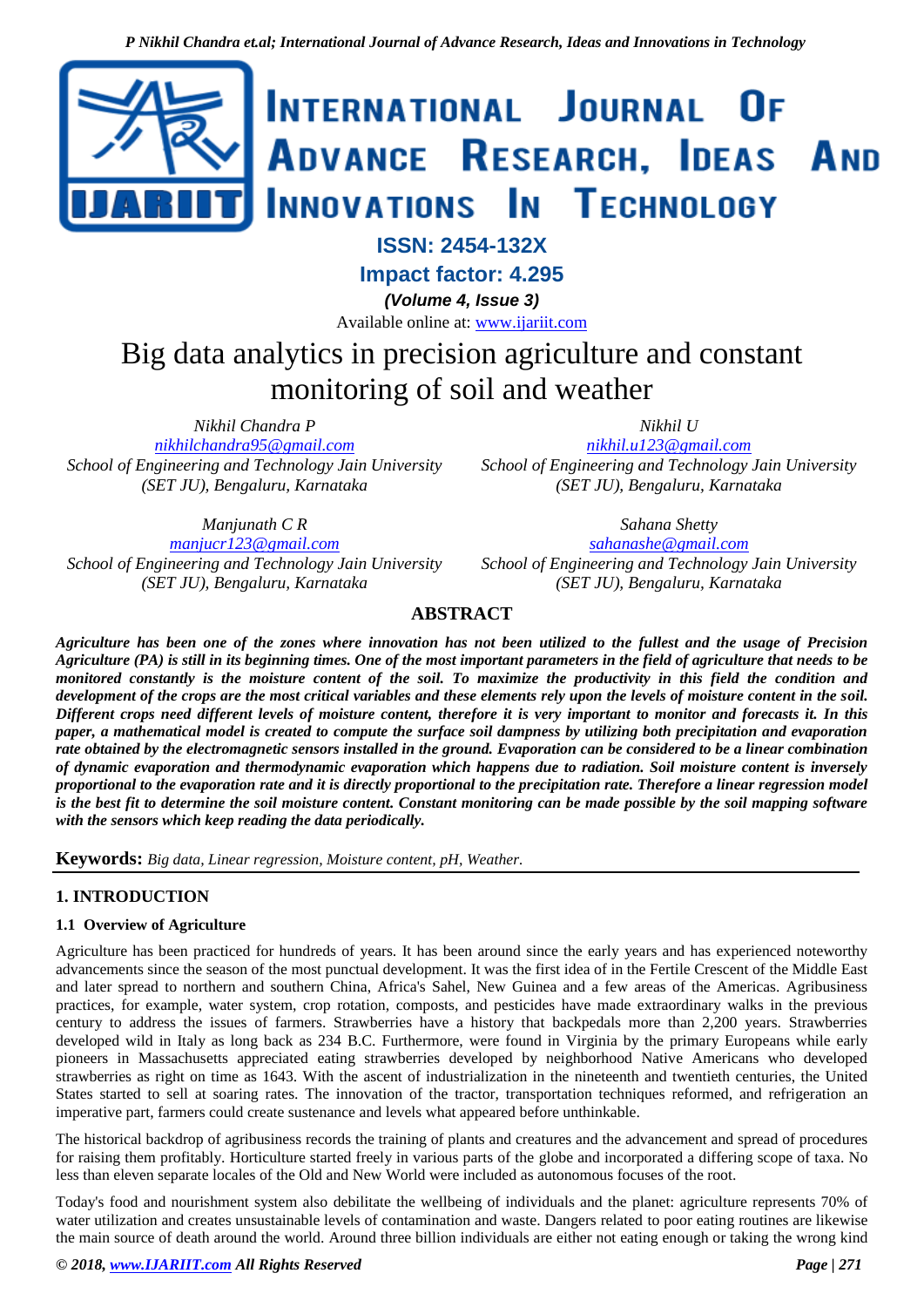# Big data analytics in precision agriculture and constant monitoring of soil and weather

*Nikhil Chandra P*
*nikhilchandra95@gmail.com*
*School of Engineering and Technology Jain University (SET JU), Bengaluru, Karnataka*

*Nikhil U*
*nikhil.u123@gmail.com*
*School of Engineering and Technology Jain University (SET JU), Bengaluru, Karnataka*

*Manjunath C R*
*manjucr123@gmail.com*
*School of Engineering and Technology Jain University (SET JU), Bengaluru, Karnataka*

*Sahana Shetty*
*sahanashe@gmail.com*
*School of Engineering and Technology Jain University (SET JU), Bengaluru, Karnataka*

## ABSTRACT

***Agriculture has been one of the zones where innovation has not been utilized to the fullest and the usage of Precision Agriculture (PA) is still in its beginning times. One of the most important parameters in the field of agriculture that needs to be monitored constantly is the moisture content of the soil. To maximize the productivity in this field the condition and development of the crops are the most critical variables and these elements rely upon the levels of moisture content in the soil. Different crops need different levels of moisture content, therefore it is very important to monitor and forecasts it. In this paper, a mathematical model is created to compute the surface soil dampness by utilizing both precipitation and evaporation rate obtained by the electromagnetic sensors installed in the ground. Evaporation can be considered to be a linear combination of dynamic evaporation and thermodynamic evaporation which happens due to radiation. Soil moisture content is inversely proportional to the evaporation rate and it is directly proportional to the precipitation rate. Therefore a linear regression model is the best fit to determine the soil moisture content. Constant monitoring can be made possible by the soil mapping software with the sensors which keep reading the data periodically.***

**Keywords:** *Big data, Linear regression, Moisture content, pH, Weather.*

## 1. INTRODUCTION

### 1.1 Overview of Agriculture

Agriculture has been practiced for hundreds of years. It has been around since the early years and has experienced noteworthy advancements since the season of the most punctual development. It was the first idea of in the Fertile Crescent of the Middle East and later spread to northern and southern China, Africa's Sahel, New Guinea and a few areas of the Americas. Agribusiness practices, for example, water system, crop rotation, composts, and pesticides have made extraordinary walks in the previous century to address the issues of farmers. Strawberries have a history that backpedals more than 2,200 years. Strawberries developed wild in Italy as long back as 234 B.C. Furthermore, were found in Virginia by the primary Europeans while early pioneers in Massachusetts appreciated eating strawberries developed by neighborhood Native Americans who developed strawberries as right on time as 1643. With the ascent of industrialization in the nineteenth and twentieth centuries, the United States started to sell at soaring rates. The innovation of the tractor, transportation techniques reformed, and refrigeration an imperative part, farmers could create sustenance and levels what appeared before unthinkable.

The historical backdrop of agribusiness records the training of plants and creatures and the advancement and spread of procedures for raising them profitably. Horticulture started freely in various parts of the globe and incorporated a differing scope of taxa. No less than eleven separate locales of the Old and New World were included as autonomous focuses of the root.

Today's food and nourishment system also debilitate the wellbeing of individuals and the planet: agriculture represents 70% of water utilization and creates unsustainable levels of contamination and waste. Dangers related to poor eating routines are likewise the main source of death around the world. Around three billion individuals are either not eating enough or taking the wrong kind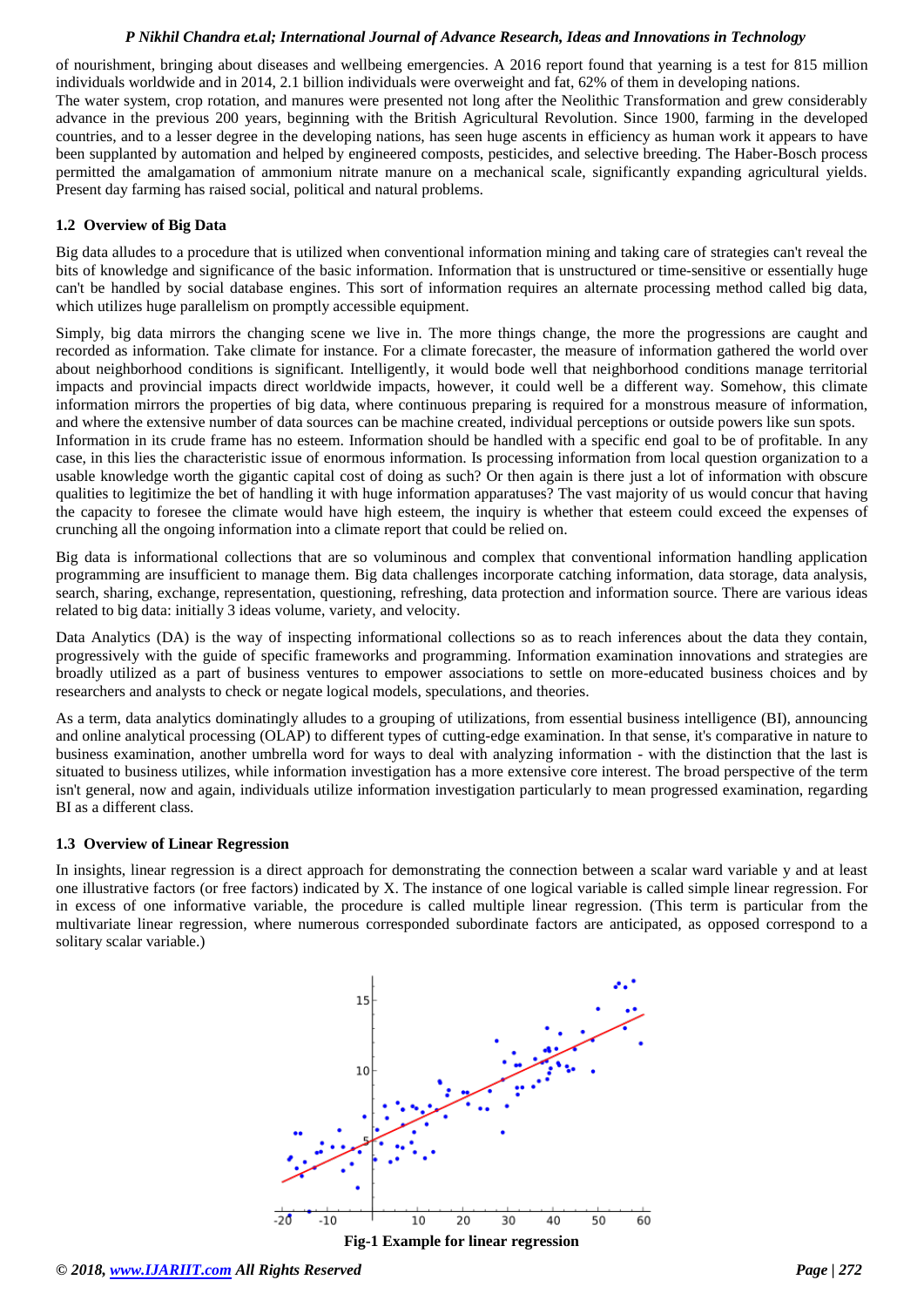of nourishment, bringing about diseases and wellbeing emergencies. A 2016 report found that yearning is a test for 815 million individuals worldwide and in 2014, 2.1 billion individuals were overweight and fat, 62% of them in developing nations.

The water system, crop rotation, and manures were presented not long after the Neolithic Transformation and grew considerably advance in the previous 200 years, beginning with the British Agricultural Revolution. Since 1900, farming in the developed countries, and to a lesser degree in the developing nations, has seen huge ascents in efficiency as human work it appears to have been supplanted by automation and helped by engineered composts, pesticides, and selective breeding. The Haber-Bosch process permitted the amalgamation of ammonium nitrate manure on a mechanical scale, significantly expanding agricultural yields. Present day farming has raised social, political and natural problems.

### 1.2 Overview of Big Data

Big data alludes to a procedure that is utilized when conventional information mining and taking care of strategies can't reveal the bits of knowledge and significance of the basic information. Information that is unstructured or time-sensitive or essentially huge can't be handled by social database engines. This sort of information requires an alternate processing method called big data, which utilizes huge parallelism on promptly accessible equipment.

Simply, big data mirrors the changing scene we live in. The more things change, the more the progressions are caught and recorded as information. Take climate for instance. For a climate forecaster, the measure of information gathered the world over about neighborhood conditions is significant. Intelligently, it would bode well that neighborhood conditions manage territorial impacts and provincial impacts direct worldwide impacts, however, it could well be a different way. Somehow, this climate information mirrors the properties of big data, where continuous preparing is required for a monstrous measure of information, and where the extensive number of data sources can be machine created, individual perceptions or outside powers like sun spots.

Information in its crude frame has no esteem. Information should be handled with a specific end goal to be of profitable. In any case, in this lies the characteristic issue of enormous information. Is processing information from local question organization to a usable knowledge worth the gigantic capital cost of doing as such? Or then again is there just a lot of information with obscure qualities to legitimize the bet of handling it with huge information apparatuses? The vast majority of us would concur that having the capacity to foresee the climate would have high esteem, the inquiry is whether that esteem could exceed the expenses of crunching all the ongoing information into a climate report that could be relied on.

Big data is informational collections that are so voluminous and complex that conventional information handling application programming are insufficient to manage them. Big data challenges incorporate catching information, data storage, data analysis, search, sharing, exchange, representation, questioning, refreshing, data protection and information source. There are various ideas related to big data: initially 3 ideas volume, variety, and velocity.

Data Analytics (DA) is the way of inspecting informational collections so as to reach inferences about the data they contain, progressively with the guide of specific frameworks and programming. Information examination innovations and strategies are broadly utilized as a part of business ventures to empower associations to settle on more-educated business choices and by researchers and analysts to check or negate logical models, speculations, and theories.

As a term, data analytics dominatingly alludes to a grouping of utilizations, from essential business intelligence (BI), announcing and online analytical processing (OLAP) to different types of cutting-edge examination. In that sense, it's comparative in nature to business examination, another umbrella word for ways to deal with analyzing information - with the distinction that the last is situated to business utilizes, while information investigation has a more extensive core interest. The broad perspective of the term isn't general, now and again, individuals utilize information investigation particularly to mean progressed examination, regarding BI as a different class.

### 1.3 Overview of Linear Regression

In insights, linear regression is a direct approach for demonstrating the connection between a scalar ward variable y and at least one illustrative factors (or free factors) indicated by X. The instance of one logical variable is called simple linear regression. For in excess of one informative variable, the procedure is called multiple linear regression. (This term is particular from the multivariate linear regression, where numerous corresponded subordinate factors are anticipated, as opposed correspond to a solitary scalar variable.)

**Fig-1 Example for linear regression**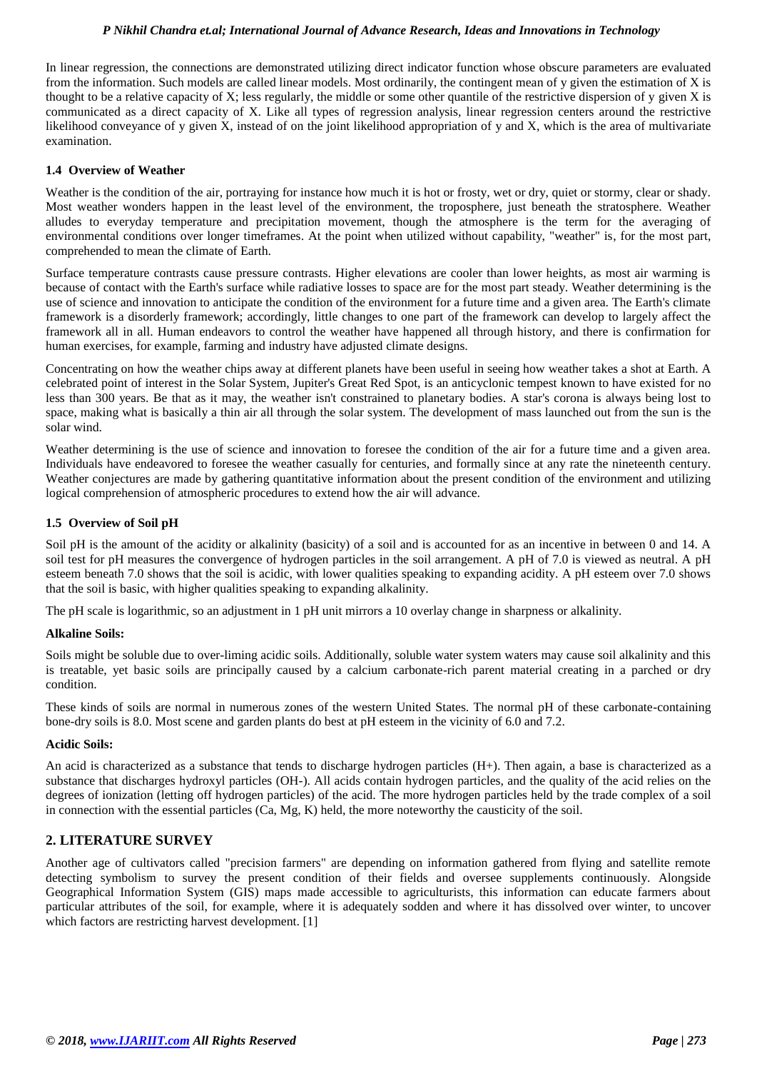In linear regression, the connections are demonstrated utilizing direct indicator function whose obscure parameters are evaluated from the information. Such models are called linear models. Most ordinarily, the contingent mean of y given the estimation of X is thought to be a relative capacity of X; less regularly, the middle or some other quantile of the restrictive dispersion of y given X is communicated as a direct capacity of X. Like all types of regression analysis, linear regression centers around the restrictive likelihood conveyance of y given X, instead of on the joint likelihood appropriation of y and X, which is the area of multivariate examination.

### 1.4 Overview of Weather

Weather is the condition of the air, portraying for instance how much it is hot or frosty, wet or dry, quiet or stormy, clear or shady. Most weather wonders happen in the least level of the environment, the troposphere, just beneath the stratosphere. Weather alludes to everyday temperature and precipitation movement, though the atmosphere is the term for the averaging of environmental conditions over longer timeframes. At the point when utilized without capability, "weather" is, for the most part, comprehended to mean the climate of Earth.

Surface temperature contrasts cause pressure contrasts. Higher elevations are cooler than lower heights, as most air warming is because of contact with the Earth's surface while radiative losses to space are for the most part steady. Weather determining is the use of science and innovation to anticipate the condition of the environment for a future time and a given area. The Earth's climate framework is a disorderly framework; accordingly, little changes to one part of the framework can develop to largely affect the framework all in all. Human endeavors to control the weather have happened all through history, and there is confirmation for human exercises, for example, farming and industry have adjusted climate designs.

Concentrating on how the weather chips away at different planets have been useful in seeing how weather takes a shot at Earth. A celebrated point of interest in the Solar System, Jupiter's Great Red Spot, is an anticyclonic tempest known to have existed for no less than 300 years. Be that as it may, the weather isn't constrained to planetary bodies. A star's corona is always being lost to space, making what is basically a thin air all through the solar system. The development of mass launched out from the sun is the solar wind.

Weather determining is the use of science and innovation to foresee the condition of the air for a future time and a given area. Individuals have endeavored to foresee the weather casually for centuries, and formally since at any rate the nineteenth century. Weather conjectures are made by gathering quantitative information about the present condition of the environment and utilizing logical comprehension of atmospheric procedures to extend how the air will advance.

### 1.5 Overview of Soil pH

Soil pH is the amount of the acidity or alkalinity (basicity) of a soil and is accounted for as an incentive in between 0 and 14. A soil test for pH measures the convergence of hydrogen particles in the soil arrangement. A pH of 7.0 is viewed as neutral. A pH esteem beneath 7.0 shows that the soil is acidic, with lower qualities speaking to expanding acidity. A pH esteem over 7.0 shows that the soil is basic, with higher qualities speaking to expanding alkalinity.

The pH scale is logarithmic, so an adjustment in 1 pH unit mirrors a 10 overlay change in sharpness or alkalinity.

**Alkaline Soils:**

Soils might be soluble due to over-liming acidic soils. Additionally, soluble water system waters may cause soil alkalinity and this is treatable, yet basic soils are principally caused by a calcium carbonate-rich parent material creating in a parched or dry condition.

These kinds of soils are normal in numerous zones of the western United States. The normal pH of these carbonate-containing bone-dry soils is 8.0. Most scene and garden plants do best at pH esteem in the vicinity of 6.0 and 7.2.

**Acidic Soils:**

An acid is characterized as a substance that tends to discharge hydrogen particles ($H^+$). Then again, a base is characterized as a substance that discharges hydroxyl particles ($OH^-$). All acids contain hydrogen particles, and the quality of the acid relies on the degrees of ionization (letting off hydrogen particles) of the acid. The more hydrogen particles held by the trade complex of a soil in connection with the essential particles (Ca, Mg, K) held, the more noteworthy the causticity of the soil.

## 2. LITERATURE SURVEY

Another age of cultivators called "precision farmers" are depending on information gathered from flying and satellite remote detecting symbolism to survey the present condition of their fields and oversee supplements continuously. Alongside Geographical Information System (GIS) maps made accessible to agriculturists, this information can educate farmers about particular attributes of the soil, for example, where it is adequately sodden and where it has dissolved over winter, to uncover which factors are restricting harvest development. [1]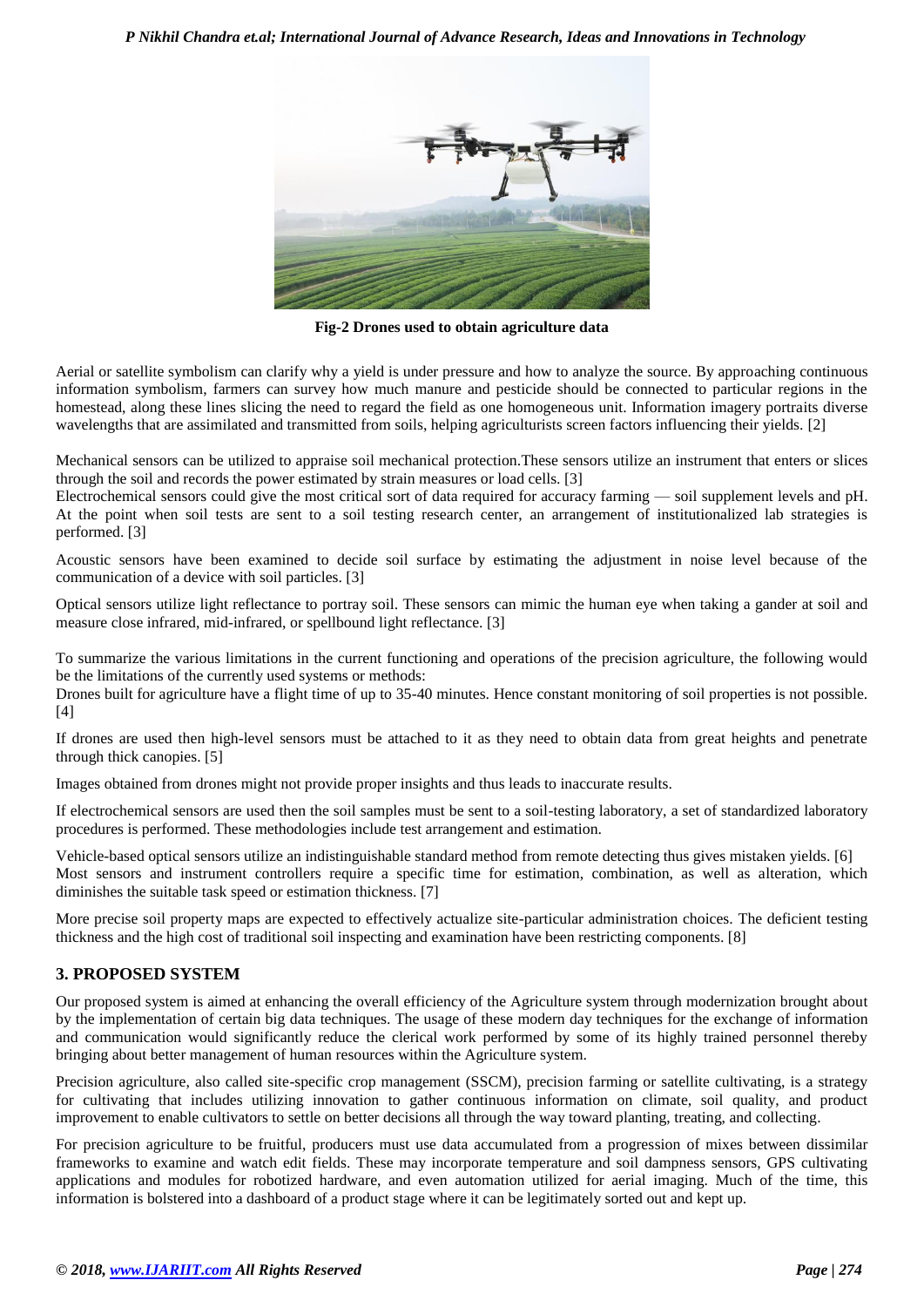Fig-2 Drones used to obtain agriculture data

Aerial or satellite symbolism can clarify why a yield is under pressure and how to analyze the source. By approaching continuous information symbolism, farmers can survey how much manure and pesticide should be connected to particular regions in the homestead, along these lines slicing the need to regard the field as one homogeneous unit. Information imagery portraits diverse wavelengths that are assimilated and transmitted from soils, helping agriculturists screen factors influencing their yields. [2]

Mechanical sensors can be utilized to appraise soil mechanical protection.These sensors utilize an instrument that enters or slices through the soil and records the power estimated by strain measures or load cells. [3]

Electrochemical sensors could give the most critical sort of data required for accuracy farming — soil supplement levels and pH. At the point when soil tests are sent to a soil testing research center, an arrangement of institutionalized lab strategies is performed. [3]

Acoustic sensors have been examined to decide soil surface by estimating the adjustment in noise level because of the communication of a device with soil particles. [3]

Optical sensors utilize light reflectance to portray soil. These sensors can mimic the human eye when taking a gander at soil and measure close infrared, mid-infrared, or spellbound light reflectance. [3]

To summarize the various limitations in the current functioning and operations of the precision agriculture, the following would be the limitations of the currently used systems or methods:

Drones built for agriculture have a flight time of up to 35-40 minutes. Hence constant monitoring of soil properties is not possible. [4]

If drones are used then high-level sensors must be attached to it as they need to obtain data from great heights and penetrate through thick canopies. [5]

Images obtained from drones might not provide proper insights and thus leads to inaccurate results.

If electrochemical sensors are used then the soil samples must be sent to a soil-testing laboratory, a set of standardized laboratory procedures is performed. These methodologies include test arrangement and estimation.

Vehicle-based optical sensors utilize an indistinguishable standard method from remote detecting thus gives mistaken yields. [6]

Most sensors and instrument controllers require a specific time for estimation, combination, as well as alteration, which diminishes the suitable task speed or estimation thickness. [7]

More precise soil property maps are expected to effectively actualize site-particular administration choices. The deficient testing thickness and the high cost of traditional soil inspecting and examination have been restricting components. [8]

## 3. PROPOSED SYSTEM

Our proposed system is aimed at enhancing the overall efficiency of the Agriculture system through modernization brought about by the implementation of certain big data techniques. The usage of these modern day techniques for the exchange of information and communication would significantly reduce the clerical work performed by some of its highly trained personnel thereby bringing about better management of human resources within the Agriculture system.

Precision agriculture, also called site-specific crop management (SSCM), precision farming or satellite cultivating, is a strategy for cultivating that includes utilizing innovation to gather continuous information on climate, soil quality, and product improvement to enable cultivators to settle on better decisions all through the way toward planting, treating, and collecting.

For precision agriculture to be fruitful, producers must use data accumulated from a progression of mixes between dissimilar frameworks to examine and watch edit fields. These may incorporate temperature and soil dampness sensors, GPS cultivating applications and modules for robotized hardware, and even automation utilized for aerial imaging. Much of the time, this information is bolstered into a dashboard of a product stage where it can be legitimately sorted out and kept up.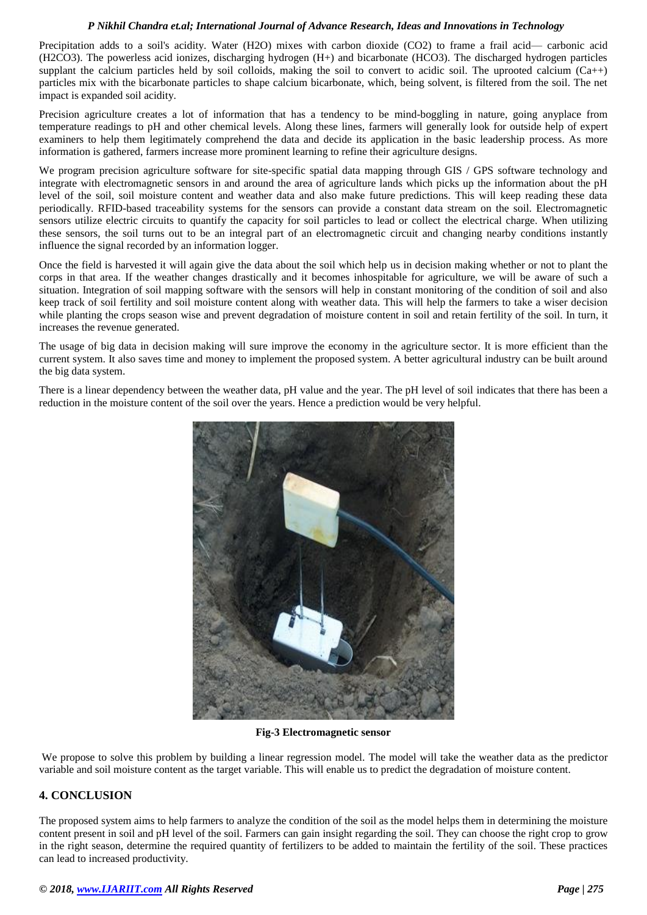Precipitation adds to a soil's acidity. Water ($H_2O$) mixes with carbon dioxide ($CO_2$) to frame a frail acid— carbonic acid ($H_2CO_3$). The powerless acid ionizes, discharging hydrogen ($H^+$) and bicarbonate ($HCO_3$). The discharged hydrogen particles supplant the calcium particles held by soil colloids, making the soil to convert to acidic soil. The uprooted calcium ($Ca^{++}$) particles mix with the bicarbonate particles to shape calcium bicarbonate, which, being solvent, is filtered from the soil. The net impact is expanded soil acidity.

Precision agriculture creates a lot of information that has a tendency to be mind-boggling in nature, going anyplace from temperature readings to pH and other chemical levels. Along these lines, farmers will generally look for outside help of expert examiners to help them legitimately comprehend the data and decide its application in the basic leadership process. As more information is gathered, farmers increase more prominent learning to refine their agriculture designs.

We program precision agriculture software for site-specific spatial data mapping through GIS / GPS software technology and integrate with electromagnetic sensors in and around the area of agriculture lands which picks up the information about the pH level of the soil, soil moisture content and weather data and also make future predictions. This will keep reading these data periodically. RFID-based traceability systems for the sensors can provide a constant data stream on the soil. Electromagnetic sensors utilize electric circuits to quantify the capacity for soil particles to lead or collect the electrical charge. When utilizing these sensors, the soil turns out to be an integral part of an electromagnetic circuit and changing nearby conditions instantly influence the signal recorded by an information logger.

Once the field is harvested it will again give the data about the soil which help us in decision making whether or not to plant the corps in that area. If the weather changes drastically and it becomes inhospitable for agriculture, we will be aware of such a situation. Integration of soil mapping software with the sensors will help in constant monitoring of the condition of soil and also keep track of soil fertility and soil moisture content along with weather data. This will help the farmers to take a wiser decision while planting the crops season wise and prevent degradation of moisture content in soil and retain fertility of the soil. In turn, it increases the revenue generated.

The usage of big data in decision making will sure improve the economy in the agriculture sector. It is more efficient than the current system. It also saves time and money to implement the proposed system. A better agricultural industry can be built around the big data system.

There is a linear dependency between the weather data, pH value and the year. The pH level of soil indicates that there has been a reduction in the moisture content of the soil over the years. Hence a prediction would be very helpful.

**Fig-3 Electromagnetic sensor**

We propose to solve this problem by building a linear regression model. The model will take the weather data as the predictor variable and soil moisture content as the target variable. This will enable us to predict the degradation of moisture content.

## 4. CONCLUSION

The proposed system aims to help farmers to analyze the condition of the soil as the model helps them in determining the moisture content present in soil and pH level of the soil. Farmers can gain insight regarding the soil. They can choose the right crop to grow in the right season, determine the required quantity of fertilizers to be added to maintain the fertility of the soil. These practices can lead to increased productivity.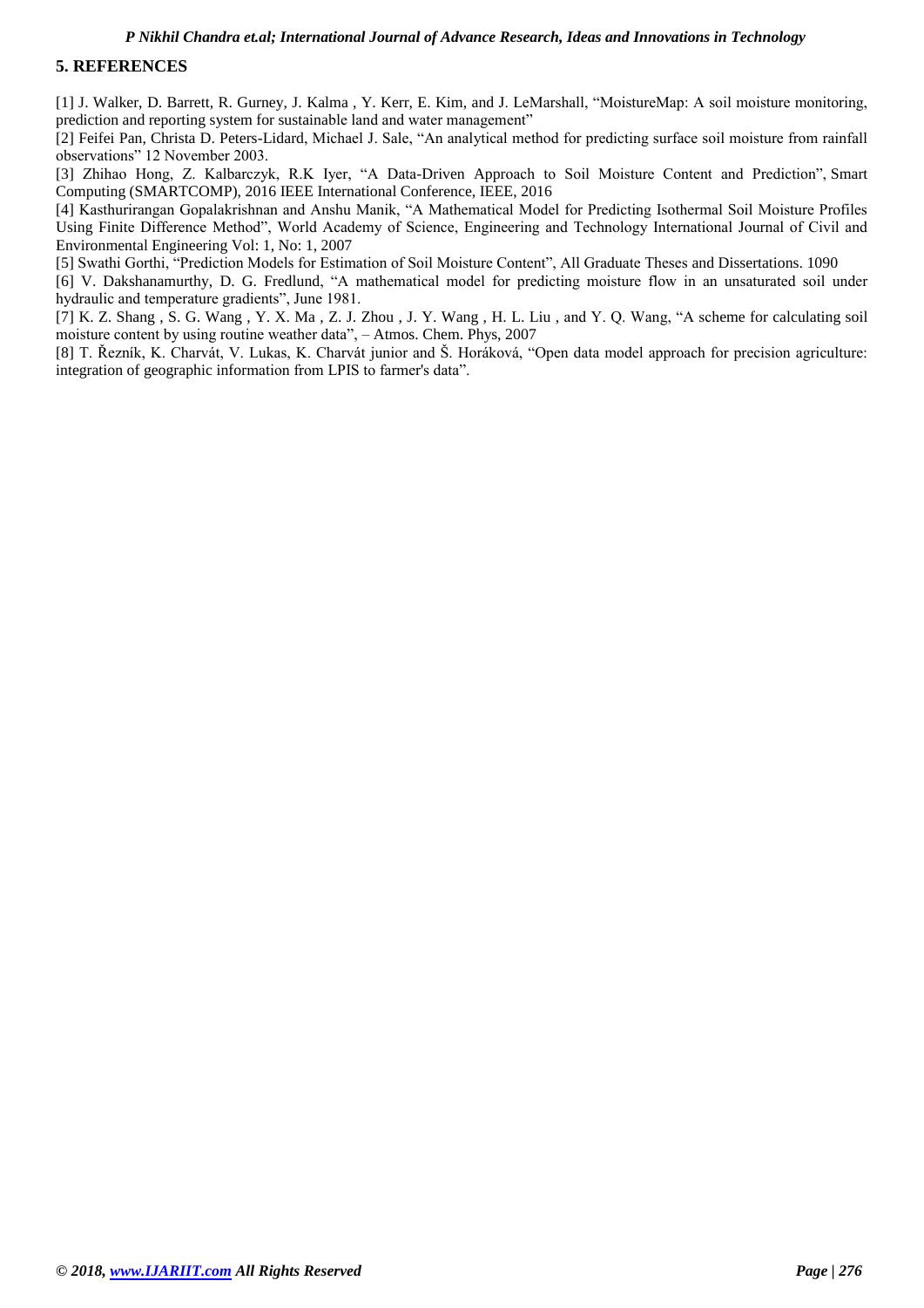## 5. REFERENCES

[1] J. Walker, D. Barrett, R. Gurney, J. Kalma , Y. Kerr, E. Kim, and J. LeMarshall, "MoistureMap: A soil moisture monitoring, prediction and reporting system for sustainable land and water management"

[2] Feifei Pan, Christa D. Peters-Lidard, Michael J. Sale, "An analytical method for predicting surface soil moisture from rainfall observations" 12 November 2003.

[3] Zhihao Hong, Z. Kalbarczyk, R.K Iyer, "A Data-Driven Approach to Soil Moisture Content and Prediction", Smart Computing (SMARTCOMP), 2016 IEEE International Conference, IEEE, 2016

[4] Kasthurirangan Gopalakrishnan and Anshu Manik, "A Mathematical Model for Predicting Isothermal Soil Moisture Profiles Using Finite Difference Method", World Academy of Science, Engineering and Technology International Journal of Civil and Environmental Engineering Vol: 1, No: 1, 2007

[5] Swathi Gorthi, "Prediction Models for Estimation of Soil Moisture Content", All Graduate Theses and Dissertations. 1090

[6] V. Dakshanamurthy, D. G. Fredlund, "A mathematical model for predicting moisture flow in an unsaturated soil under hydraulic and temperature gradients", June 1981.

[7] K. Z. Shang , S. G. Wang , Y. X. Ma , Z. J. Zhou , J. Y. Wang , H. L. Liu , and Y. Q. Wang, "A scheme for calculating soil moisture content by using routine weather data", – Atmos. Chem. Phys, 2007

[8] T. Řezník, K. Charvát, V. Lukas, K. Charvát junior and Š. Horáková, "Open data model approach for precision agriculture: integration of geographic information from LPIS to farmer's data".